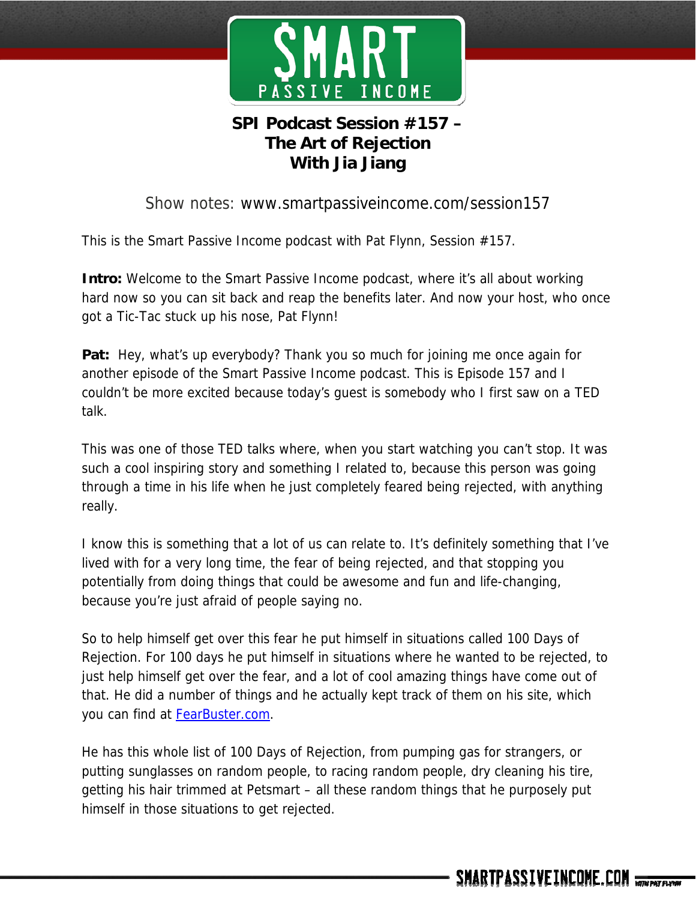# SPI Podcast Session #157 – The Art of Rejection With Jia Jiang

Show notes: www.smartpassiveincome.com/session157

This is the Smart Passive Income podcast with Pat Flynn, Session #157.

**Intro:** Welcome to the Smart Passive Income podcast, where it's all about working hard now so you can sit back and reap the benefits later. And now your host, who once got a Tic-Tac stuck up his nose, Pat Flynn!

**Pat:** Hey, what's up everybody? Thank you so much for joining me once again for another episode of the Smart Passive Income podcast. This is Episode 157 and I couldn't be more excited because today's guest is somebody who I first saw on a TED talk.

This was one of those TED talks where, when you start watching you can't stop. It was such a cool inspiring story and something I related to, because this person was going through a time in his life when he just completely feared being rejected, with anything really.

I know this is something that a lot of us can relate to. It's definitely something that I've lived with for a very long time, the fear of being rejected, and that stopping you potentially from doing things that could be awesome and fun and life-changing, because you're just afraid of people saying no.

So to help himself get over this fear he put himself in situations called 100 Days of Rejection. For 100 days he put himself in situations where he wanted to be rejected, to just help himself get over the fear, and a lot of cool amazing things have come out of that. He did a number of things and he actually kept track of them on his site, which you can find at [FearBuster.com](FearBuster.com).

He has this whole list of 100 Days of Rejection, from pumping gas for strangers, or putting sunglasses on random people, to racing random people, dry cleaning his tire, getting his hair trimmed at Petsmart – all these random things that he purposely put himself in those situations to get rejected.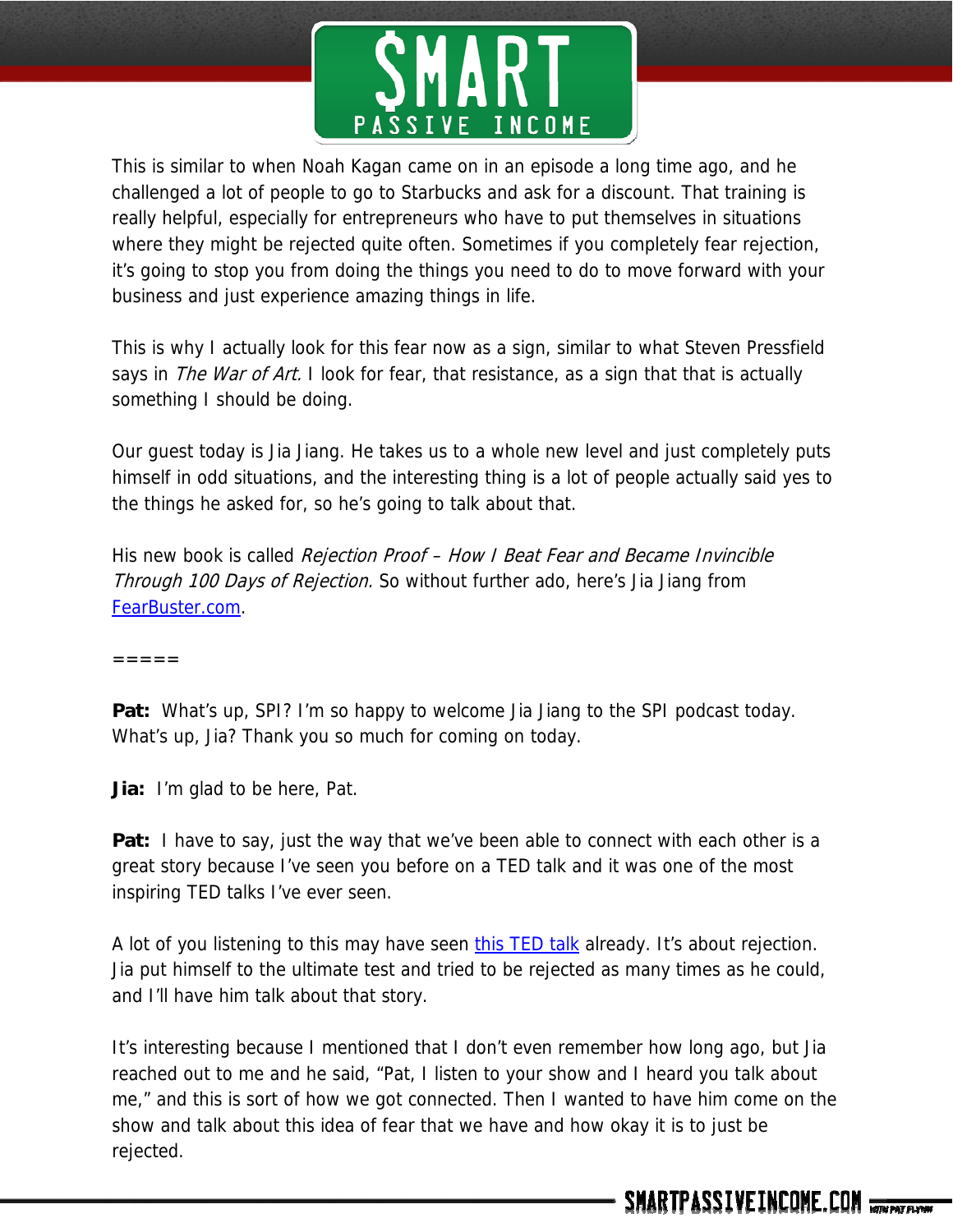This is similar to when Noah Kagan came on in an episode a long time ago, and he challenged a lot of people to go to Starbucks and ask for a discount. That training is really helpful, especially for entrepreneurs who have to put themselves in situations where they might be rejected quite often. Sometimes if you completely fear rejection, it's going to stop you from doing the things you need to do to move forward with your business and just experience amazing things in life.

This is why I actually look for this fear now as a sign, similar to what Steven Pressfield says in *The War of Art*. I look for fear, that resistance, as a sign that that is actually something I should be doing.

Our guest today is Jia Jiang. He takes us to a whole new level and just completely puts himself in odd situations, and the interesting thing is a lot of people actually said yes to the things he asked for, so he's going to talk about that.

His new book is called *Rejection Proof – How I Beat Fear and Became Invincible Through 100 Days of Rejection.* So without further ado, here's Jia Jiang from [FearBuster.com](FearBuster.com).

=====

**Pat:** What's up, SPI? I'm so happy to welcome Jia Jiang to the SPI podcast today. What's up, Jia? Thank you so much for coming on today.

**Jia:** I'm glad to be here, Pat.

**Pat:** I have to say, just the way that we've been able to connect with each other is a great story because I've seen you before on a TED talk and it was one of the most inspiring TED talks I've ever seen.

A lot of you listening to this may have seen [this TED talk]() already. It's about rejection. Jia put himself to the ultimate test and tried to be rejected as many times as he could, and I'll have him talk about that story.

It's interesting because I mentioned that I don't even remember how long ago, but Jia reached out to me and he said, "Pat, I listen to your show and I heard you talk about me," and this is sort of how we got connected. Then I wanted to have him come on the show and talk about this idea of fear that we have and how okay it is to just be rejected.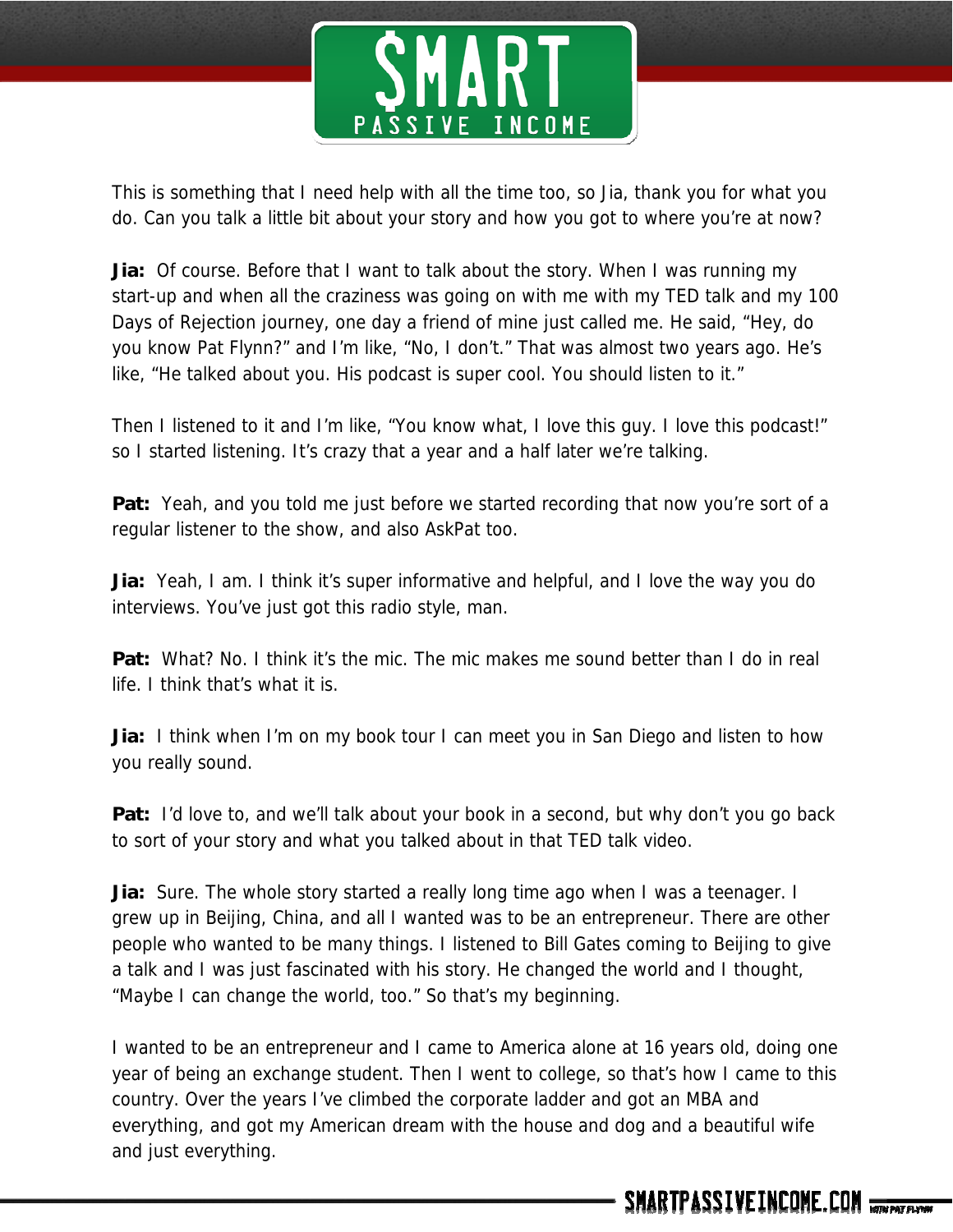This is something that I need help with all the time too, so Jia, thank you for what you do. Can you talk a little bit about your story and how you got to where you're at now?

**Jia:** Of course. Before that I want to talk about the story. When I was running my start-up and when all the craziness was going on with me with my TED talk and my 100 Days of Rejection journey, one day a friend of mine just called me. He said, "Hey, do you know Pat Flynn?" and I'm like, "No, I don't." That was almost two years ago. He's like, "He talked about you. His podcast is super cool. You should listen to it."

Then I listened to it and I'm like, "You know what, I love this guy. I love this podcast!" so I started listening. It's crazy that a year and a half later we're talking.

**Pat:** Yeah, and you told me just before we started recording that now you're sort of a regular listener to the show, and also AskPat too.

**Jia:** Yeah, I am. I think it's super informative and helpful, and I love the way you do interviews. You've just got this radio style, man.

**Pat:** What? No. I think it's the mic. The mic makes me sound better than I do in real life. I think that's what it is.

**Jia:** I think when I'm on my book tour I can meet you in San Diego and listen to how you really sound.

**Pat:** I'd love to, and we'll talk about your book in a second, but why don't you go back to sort of your story and what you talked about in that TED talk video.

**Jia:** Sure. The whole story started a really long time ago when I was a teenager. I grew up in Beijing, China, and all I wanted was to be an entrepreneur. There are other people who wanted to be many things. I listened to Bill Gates coming to Beijing to give a talk and I was just fascinated with his story. He changed the world and I thought, "Maybe I can change the world, too." So that's my beginning.

I wanted to be an entrepreneur and I came to America alone at 16 years old, doing one year of being an exchange student. Then I went to college, so that's how I came to this country. Over the years I've climbed the corporate ladder and got an MBA and everything, and got my American dream with the house and dog and a beautiful wife and just everything.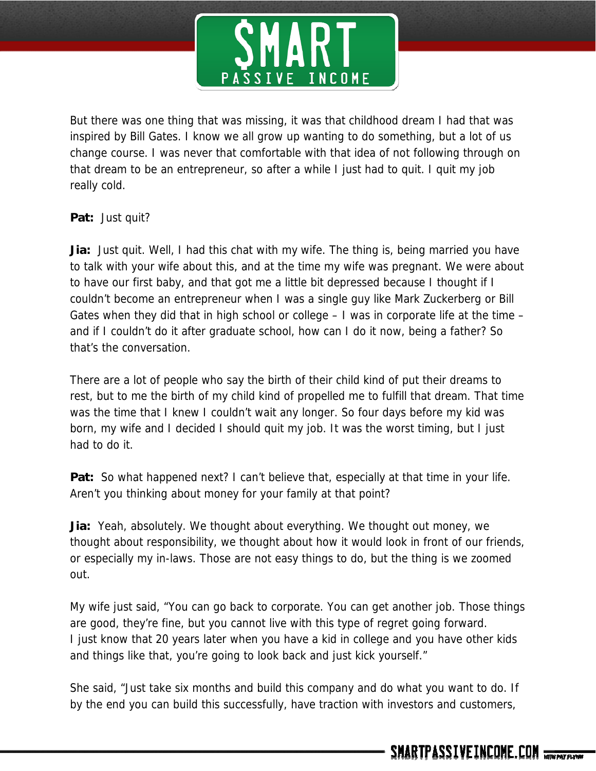But there was one thing that was missing, it was that childhood dream I had that was inspired by Bill Gates. I know we all grow up wanting to do something, but a lot of us change course. I was never that comfortable with that idea of not following through on that dream to be an entrepreneur, so after a while I just had to quit. I quit my job really cold.

**Pat:** Just quit?

**Jia:** Just quit. Well, I had this chat with my wife. The thing is, being married you have to talk with your wife about this, and at the time my wife was pregnant. We were about to have our first baby, and that got me a little bit depressed because I thought if I couldn't become an entrepreneur when I was a single guy like Mark Zuckerberg or Bill Gates when they did that in high school or college – I was in corporate life at the time – and if I couldn't do it after graduate school, how can I do it now, being a father? So that's the conversation.

There are a lot of people who say the birth of their child kind of put their dreams to rest, but to me the birth of my child kind of propelled me to fulfill that dream. That time was the time that I knew I couldn't wait any longer. So four days before my kid was born, my wife and I decided I should quit my job. It was the worst timing, but I just had to do it.

**Pat:** So what happened next? I can't believe that, especially at that time in your life. Aren't you thinking about money for your family at that point?

**Jia:** Yeah, absolutely. We thought about everything. We thought out money, we thought about responsibility, we thought about how it would look in front of our friends, or especially my in-laws. Those are not easy things to do, but the thing is we zoomed out.

My wife just said, "You can go back to corporate. You can get another job. Those things are good, they're fine, but you cannot live with this type of regret going forward. I just know that 20 years later when you have a kid in college and you have other kids and things like that, you're going to look back and just kick yourself."

She said, "Just take six months and build this company and do what you want to do. If by the end you can build this successfully, have traction with investors and customers,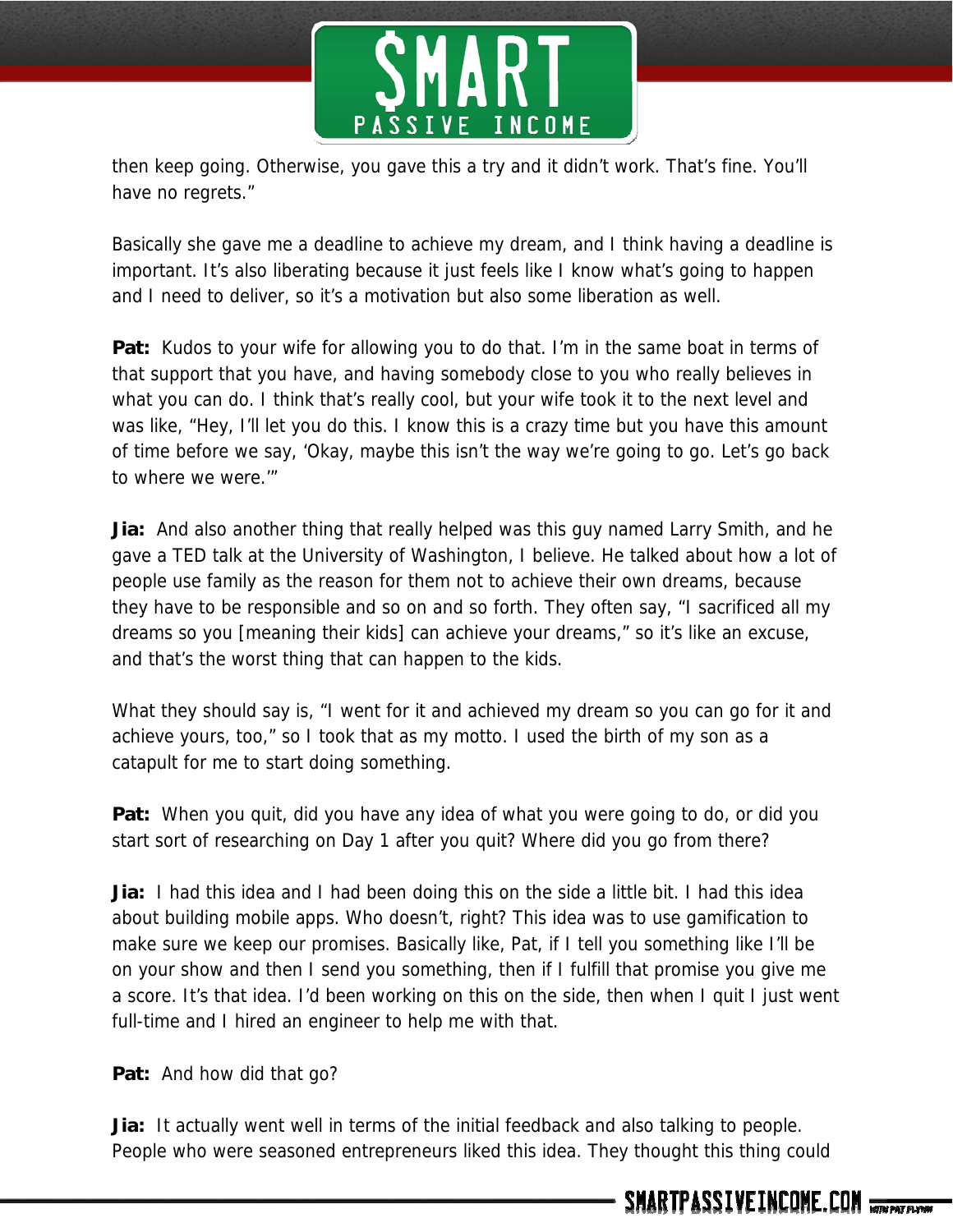then keep going. Otherwise, you gave this a try and it didn't work. That's fine. You'll have no regrets."

Basically she gave me a deadline to achieve my dream, and I think having a deadline is important. It's also liberating because it just feels like I know what's going to happen and I need to deliver, so it's a motivation but also some liberation as well.

**Pat:** Kudos to your wife for allowing you to do that. I'm in the same boat in terms of that support that you have, and having somebody close to you who really believes in what you can do. I think that's really cool, but your wife took it to the next level and was like, "Hey, I'll let you do this. I know this is a crazy time but you have this amount of time before we say, 'Okay, maybe this isn't the way we're going to go. Let's go back to where we were.'"

**Jia:** And also another thing that really helped was this guy named Larry Smith, and he gave a TED talk at the University of Washington, I believe. He talked about how a lot of people use family as the reason for them not to achieve their own dreams, because they have to be responsible and so on and so forth. They often say, "I sacrificed all my dreams so you [meaning their kids] can achieve your dreams," so it's like an excuse, and that's the worst thing that can happen to the kids.

What they should say is, "I went for it and achieved my dream so you can go for it and achieve yours, too," so I took that as my motto. I used the birth of my son as a catapult for me to start doing something.

**Pat:** When you quit, did you have any idea of what you were going to do, or did you start sort of researching on Day 1 after you quit? Where did you go from there?

**Jia:** I had this idea and I had been doing this on the side a little bit. I had this idea about building mobile apps. Who doesn't, right? This idea was to use gamification to make sure we keep our promises. Basically like, Pat, if I tell you something like I'll be on your show and then I send you something, then if I fulfill that promise you give me a score. It's that idea. I'd been working on this on the side, then when I quit I just went full-time and I hired an engineer to help me with that.

**Pat:** And how did that go?

**Jia:** It actually went well in terms of the initial feedback and also talking to people. People who were seasoned entrepreneurs liked this idea. They thought this thing could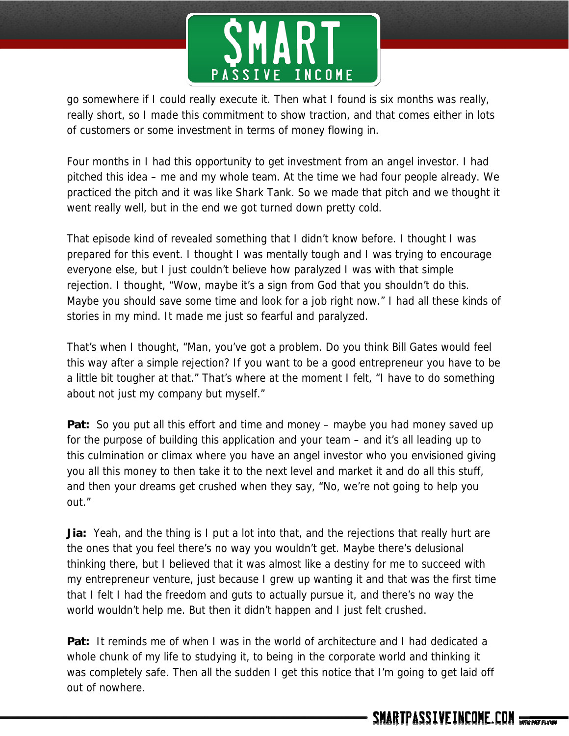go somewhere if I could really execute it. Then what I found is six months was really, really short, so I made this commitment to show traction, and that comes either in lots of customers or some investment in terms of money flowing in.

Four months in I had this opportunity to get investment from an angel investor. I had pitched this idea – me and my whole team. At the time we had four people already. We practiced the pitch and it was like Shark Tank. So we made that pitch and we thought it went really well, but in the end we got turned down pretty cold.

That episode kind of revealed something that I didn't know before. I thought I was prepared for this event. I thought I was mentally tough and I was trying to encourage everyone else, but I just couldn't believe how paralyzed I was with that simple rejection. I thought, "Wow, maybe it's a sign from God that you shouldn't do this. Maybe you should save some time and look for a job right now." I had all these kinds of stories in my mind. It made me just so fearful and paralyzed.

That's when I thought, "Man, you've got a problem. Do you think Bill Gates would feel this way after a simple rejection? If you want to be a good entrepreneur you have to be a little bit tougher at that." That's where at the moment I felt, "I have to do something about not just my company but myself."

**Pat:** So you put all this effort and time and money – maybe you had money saved up for the purpose of building this application and your team – and it's all leading up to this culmination or climax where you have an angel investor who you envisioned giving you all this money to then take it to the next level and market it and do all this stuff, and then your dreams get crushed when they say, "No, we're not going to help you out."

**Jia:** Yeah, and the thing is I put a lot into that, and the rejections that really hurt are the ones that you feel there's no way you wouldn't get. Maybe there's delusional thinking there, but I believed that it was almost like a destiny for me to succeed with my entrepreneur venture, just because I grew up wanting it and that was the first time that I felt I had the freedom and guts to actually pursue it, and there's no way the world wouldn't help me. But then it didn't happen and I just felt crushed.

**Pat:** It reminds me of when I was in the world of architecture and I had dedicated a whole chunk of my life to studying it, to being in the corporate world and thinking it was completely safe. Then all the sudden I get this notice that I'm going to get laid off out of nowhere.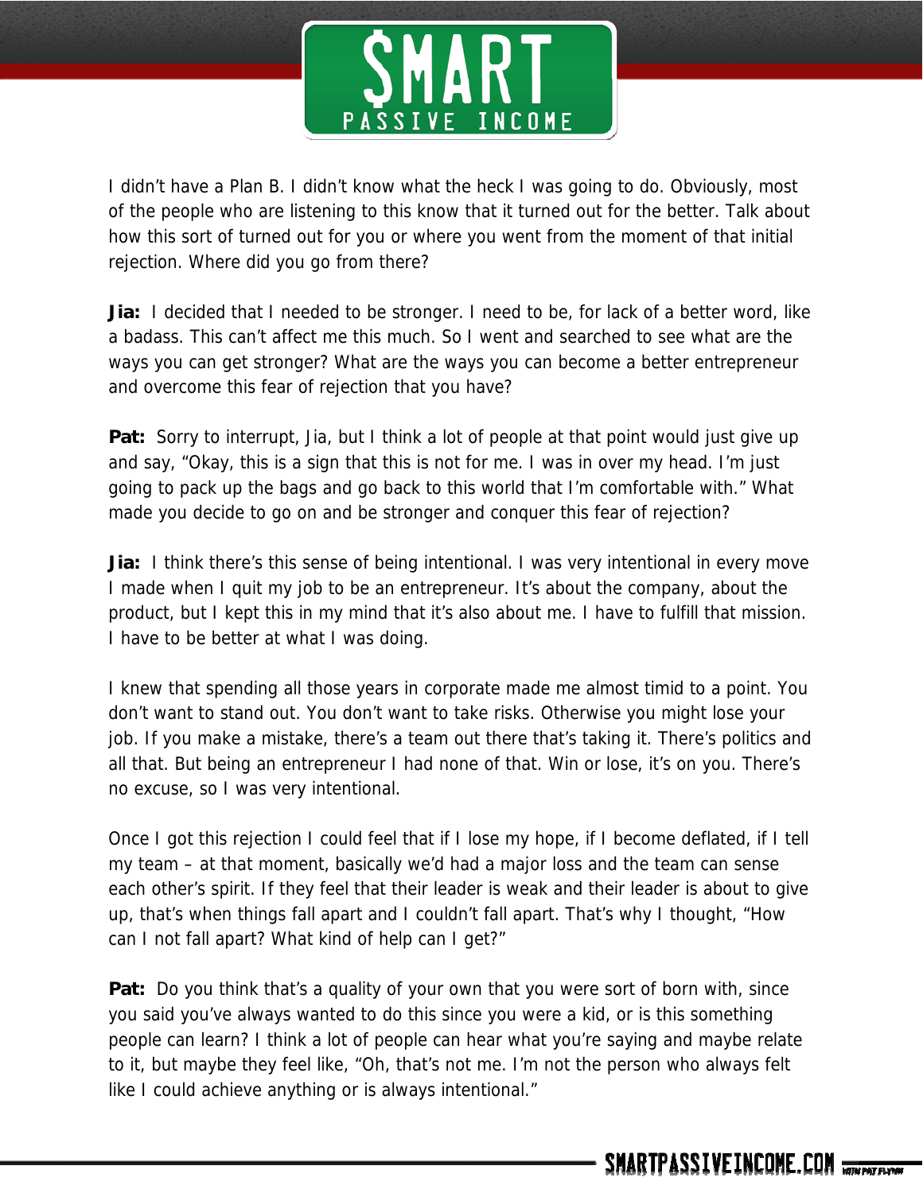I didn't have a Plan B. I didn't know what the heck I was going to do. Obviously, most of the people who are listening to this know that it turned out for the better. Talk about how this sort of turned out for you or where you went from the moment of that initial rejection. Where did you go from there?

**Jia:** I decided that I needed to be stronger. I need to be, for lack of a better word, like a badass. This can't affect me this much. So I went and searched to see what are the ways you can get stronger? What are the ways you can become a better entrepreneur and overcome this fear of rejection that you have?

**Pat:** Sorry to interrupt, Jia, but I think a lot of people at that point would just give up and say, "Okay, this is a sign that this is not for me. I was in over my head. I'm just going to pack up the bags and go back to this world that I'm comfortable with." What made you decide to go on and be stronger and conquer this fear of rejection?

**Jia:** I think there's this sense of being intentional. I was very intentional in every move I made when I quit my job to be an entrepreneur. It's about the company, about the product, but I kept this in my mind that it's also about me. I have to fulfill that mission. I have to be better at what I was doing.

I knew that spending all those years in corporate made me almost timid to a point. You don't want to stand out. You don't want to take risks. Otherwise you might lose your job. If you make a mistake, there's a team out there that's taking it. There's politics and all that. But being an entrepreneur I had none of that. Win or lose, it's on you. There's no excuse, so I was very intentional.

Once I got this rejection I could feel that if I lose my hope, if I become deflated, if I tell my team – at that moment, basically we'd had a major loss and the team can sense each other's spirit. If they feel that their leader is weak and their leader is about to give up, that's when things fall apart and I couldn't fall apart. That's why I thought, "How can I not fall apart? What kind of help can I get?"

**Pat:** Do you think that's a quality of your own that you were sort of born with, since you said you've always wanted to do this since you were a kid, or is this something people can learn? I think a lot of people can hear what you're saying and maybe relate to it, but maybe they feel like, "Oh, that's not me. I'm not the person who always felt like I could achieve anything or is always intentional."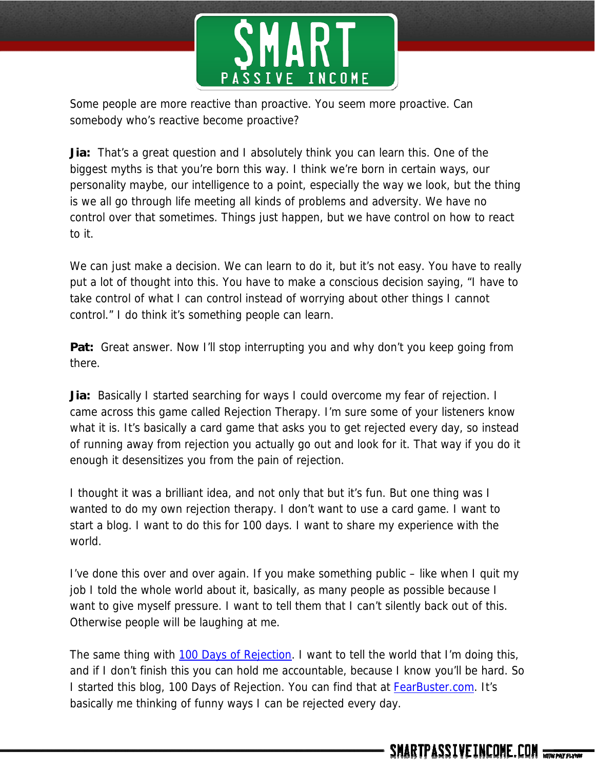Some people are more reactive than proactive. You seem more proactive. Can somebody who's reactive become proactive?

**Jia:** That's a great question and I absolutely think you can learn this. One of the biggest myths is that you're born this way. I think we're born in certain ways, our personality maybe, our intelligence to a point, especially the way we look, but the thing is we all go through life meeting all kinds of problems and adversity. We have no control over that sometimes. Things just happen, but we have control on how to react to it.

We can just make a decision. We can learn to do it, but it's not easy. You have to really put a lot of thought into this. You have to make a conscious decision saying, "I have to take control of what I can control instead of worrying about other things I cannot control." I do think it's something people can learn.

**Pat:** Great answer. Now I'll stop interrupting you and why don't you keep going from there.

**Jia:** Basically I started searching for ways I could overcome my fear of rejection. I came across this game called Rejection Therapy. I'm sure some of your listeners know what it is. It's basically a card game that asks you to get rejected every day, so instead of running away from rejection you actually go out and look for it. That way if you do it enough it desensitizes you from the pain of rejection.

I thought it was a brilliant idea, and not only that but it's fun. But one thing was I wanted to do my own rejection therapy. I don't want to use a card game. I want to start a blog. I want to do this for 100 days. I want to share my experience with the world.

I've done this over and over again. If you make something public – like when I quit my job I told the whole world about it, basically, as many people as possible because I want to give myself pressure. I want to tell them that I can't silently back out of this. Otherwise people will be laughing at me.

The same thing with [100 Days of Rejection](). I want to tell the world that I'm doing this, and if I don't finish this you can hold me accountable, because I know you'll be hard. So I started this blog, 100 Days of Rejection. You can find that at [FearBuster.com](). It's basically me thinking of funny ways I can be rejected every day.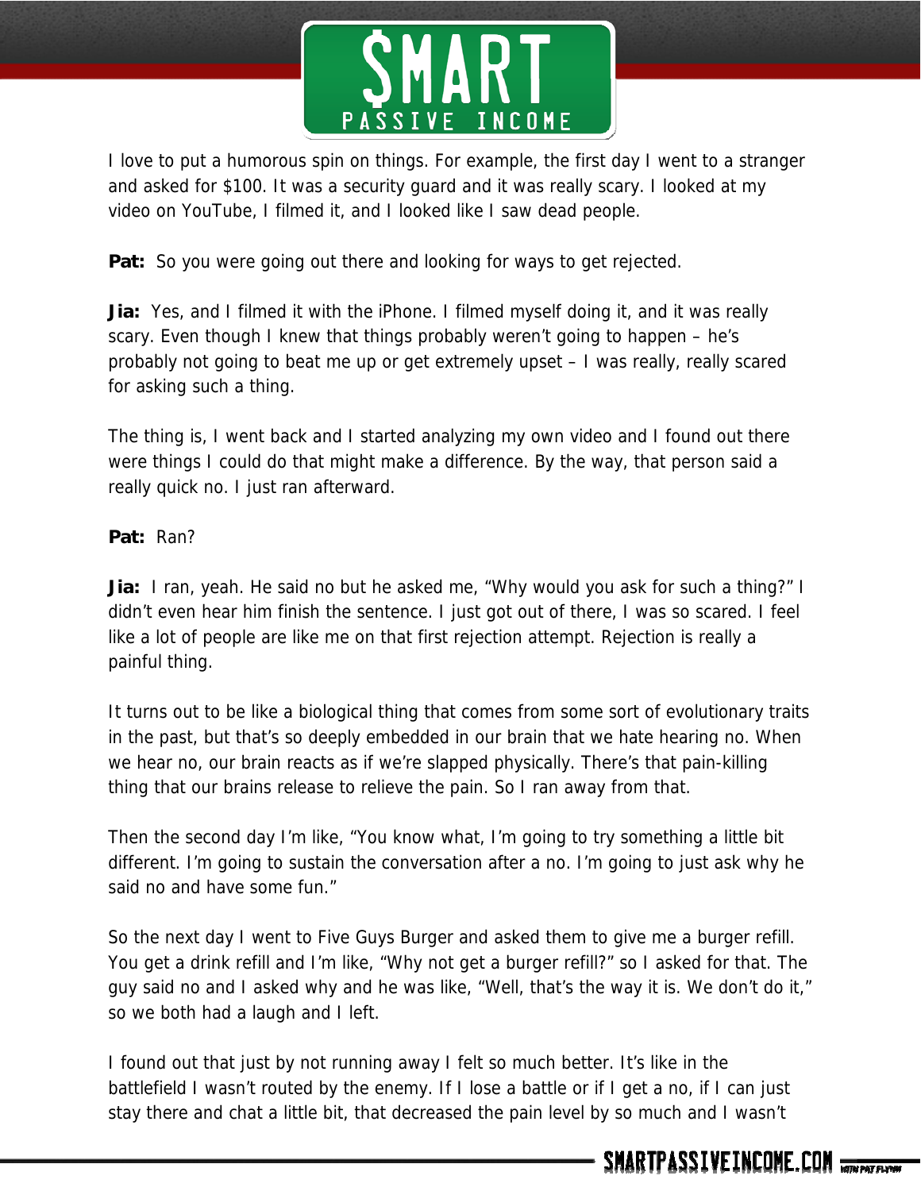I love to put a humorous spin on things. For example, the first day I went to a stranger and asked for $100. It was a security guard and it was really scary. I looked at my video on YouTube, I filmed it, and I looked like I saw dead people.

**Pat:** So you were going out there and looking for ways to get rejected.

**Jia:** Yes, and I filmed it with the iPhone. I filmed myself doing it, and it was really scary. Even though I knew that things probably weren't going to happen – he's probably not going to beat me up or get extremely upset – I was really, really scared for asking such a thing.

The thing is, I went back and I started analyzing my own video and I found out there were things I could do that might make a difference. By the way, that person said a really quick no. I just ran afterward.

**Pat:** Ran?

**Jia:** I ran, yeah. He said no but he asked me, "Why would you ask for such a thing?" I didn't even hear him finish the sentence. I just got out of there, I was so scared. I feel like a lot of people are like me on that first rejection attempt. Rejection is really a painful thing.

It turns out to be like a biological thing that comes from some sort of evolutionary traits in the past, but that's so deeply embedded in our brain that we hate hearing no. When we hear no, our brain reacts as if we're slapped physically. There's that pain-killing thing that our brains release to relieve the pain. So I ran away from that.

Then the second day I'm like, "You know what, I'm going to try something a little bit different. I'm going to sustain the conversation after a no. I'm going to just ask why he said no and have some fun."

So the next day I went to Five Guys Burger and asked them to give me a burger refill. You get a drink refill and I'm like, "Why not get a burger refill?" so I asked for that. The guy said no and I asked why and he was like, "Well, that's the way it is. We don't do it," so we both had a laugh and I left.

I found out that just by not running away I felt so much better. It's like in the battlefield I wasn't routed by the enemy. If I lose a battle or if I get a no, if I can just stay there and chat a little bit, that decreased the pain level by so much and I wasn't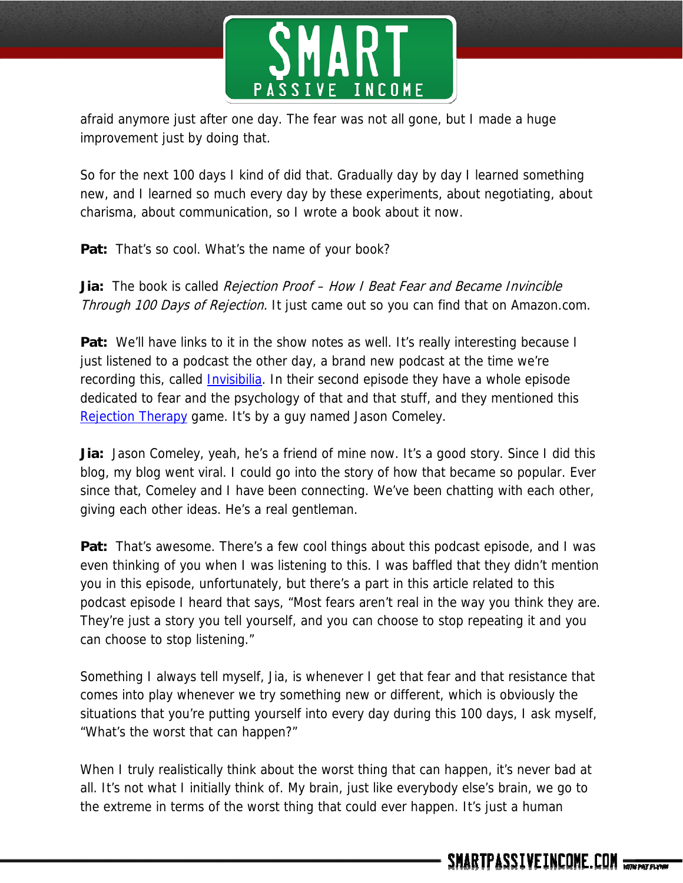afraid anymore just after one day. The fear was not all gone, but I made a huge improvement just by doing that.

So for the next 100 days I kind of did that. Gradually day by day I learned something new, and I learned so much every day by these experiments, about negotiating, about charisma, about communication, so I wrote a book about it now.

**Pat:** That's so cool. What's the name of your book?

**Jia:** The book is called *Rejection Proof – How I Beat Fear and Became Invincible Through 100 Days of Rejection.* It just came out so you can find that on Amazon.com.

**Pat:** We'll have links to it in the show notes as well. It's really interesting because I just listened to a podcast the other day, a brand new podcast at the time we're recording this, called [Invisibilia](). In their second episode they have a whole episode dedicated to fear and the psychology of that and that stuff, and they mentioned this [Rejection Therapy]() game. It's by a guy named Jason Comeley.

**Jia:** Jason Comeley, yeah, he's a friend of mine now. It's a good story. Since I did this blog, my blog went viral. I could go into the story of how that became so popular. Ever since that, Comeley and I have been connecting. We've been chatting with each other, giving each other ideas. He's a real gentleman.

**Pat:** That's awesome. There's a few cool things about this podcast episode, and I was even thinking of you when I was listening to this. I was baffled that they didn't mention you in this episode, unfortunately, but there's a part in this article related to this podcast episode I heard that says, "Most fears aren't real in the way you think they are. They're just a story you tell yourself, and you can choose to stop repeating it and you can choose to stop listening."

Something I always tell myself, Jia, is whenever I get that fear and that resistance that comes into play whenever we try something new or different, which is obviously the situations that you're putting yourself into every day during this 100 days, I ask myself, "What's the worst that can happen?"

When I truly realistically think about the worst thing that can happen, it's never bad at all. It's not what I initially think of. My brain, just like everybody else's brain, we go to the extreme in terms of the worst thing that could ever happen. It's just a human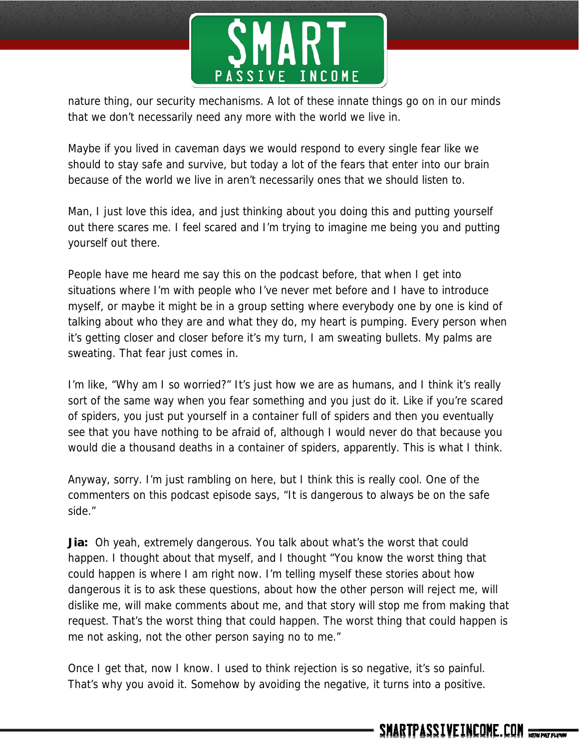nature thing, our security mechanisms. A lot of these innate things go on in our minds that we don't necessarily need any more with the world we live in.

Maybe if you lived in caveman days we would respond to every single fear like we should to stay safe and survive, but today a lot of the fears that enter into our brain because of the world we live in aren't necessarily ones that we should listen to.

Man, I just love this idea, and just thinking about you doing this and putting yourself out there scares me. I feel scared and I'm trying to imagine me being you and putting yourself out there.

People have me heard me say this on the podcast before, that when I get into situations where I'm with people who I've never met before and I have to introduce myself, or maybe it might be in a group setting where everybody one by one is kind of talking about who they are and what they do, my heart is pumping. Every person when it's getting closer and closer before it's my turn, I am sweating bullets. My palms are sweating. That fear just comes in.

I'm like, "Why am I so worried?" It's just how we are as humans, and I think it's really sort of the same way when you fear something and you just do it. Like if you're scared of spiders, you just put yourself in a container full of spiders and then you eventually see that you have nothing to be afraid of, although I would never do that because you would die a thousand deaths in a container of spiders, apparently. This is what I think.

Anyway, sorry. I'm just rambling on here, but I think this is really cool. One of the commenters on this podcast episode says, "It is dangerous to always be on the safe side."

**Jia:** Oh yeah, extremely dangerous. You talk about what's the worst that could happen. I thought about that myself, and I thought "You know the worst thing that could happen is where I am right now. I'm telling myself these stories about how dangerous it is to ask these questions, about how the other person will reject me, will dislike me, will make comments about me, and that story will stop me from making that request. That's the worst thing that could happen. The worst thing that could happen is me not asking, not the other person saying no to me."

Once I get that, now I know. I used to think rejection is so negative, it's so painful. That's why you avoid it. Somehow by avoiding the negative, it turns into a positive.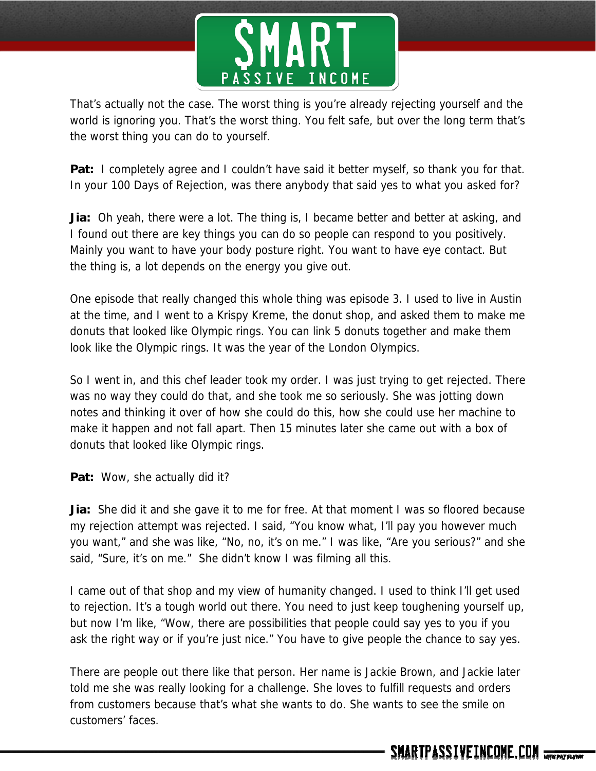That's actually not the case. The worst thing is you're already rejecting yourself and the world is ignoring you. That's the worst thing. You felt safe, but over the long term that's the worst thing you can do to yourself.

**Pat:** I completely agree and I couldn't have said it better myself, so thank you for that. In your 100 Days of Rejection, was there anybody that said yes to what you asked for?

**Jia:** Oh yeah, there were a lot. The thing is, I became better and better at asking, and I found out there are key things you can do so people can respond to you positively. Mainly you want to have your body posture right. You want to have eye contact. But the thing is, a lot depends on the energy you give out.

One episode that really changed this whole thing was episode 3. I used to live in Austin at the time, and I went to a Krispy Kreme, the donut shop, and asked them to make me donuts that looked like Olympic rings. You can link 5 donuts together and make them look like the Olympic rings. It was the year of the London Olympics.

So I went in, and this chef leader took my order. I was just trying to get rejected. There was no way they could do that, and she took me so seriously. She was jotting down notes and thinking it over of how she could do this, how she could use her machine to make it happen and not fall apart. Then 15 minutes later she came out with a box of donuts that looked like Olympic rings.

**Pat:** Wow, she actually did it?

**Jia:** She did it and she gave it to me for free. At that moment I was so floored because my rejection attempt was rejected. I said, "You know what, I'll pay you however much you want," and she was like, "No, no, it's on me." I was like, "Are you serious?" and she said, "Sure, it's on me." She didn't know I was filming all this.

I came out of that shop and my view of humanity changed. I used to think I'll get used to rejection. It's a tough world out there. You need to just keep toughening yourself up, but now I'm like, "Wow, there are possibilities that people could say yes to you if you ask the right way or if you're just nice." You have to give people the chance to say yes.

There are people out there like that person. Her name is Jackie Brown, and Jackie later told me she was really looking for a challenge. She loves to fulfill requests and orders from customers because that's what she wants to do. She wants to see the smile on customers' faces.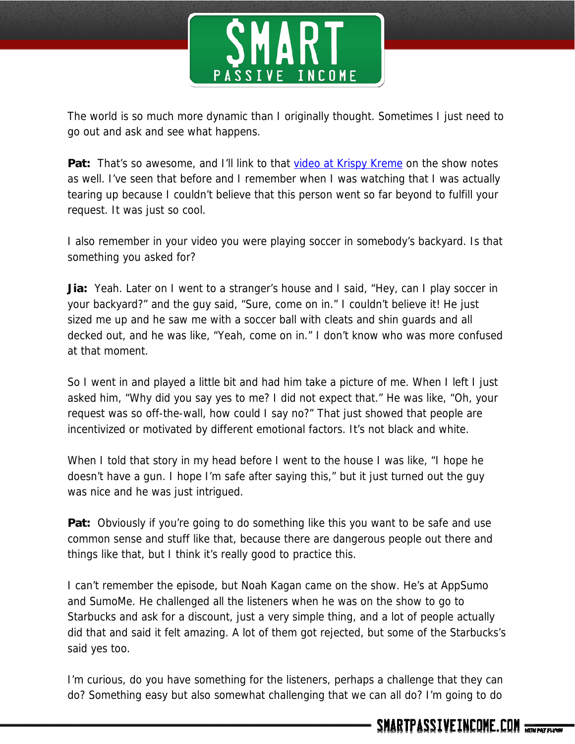The world is so much more dynamic than I originally thought. Sometimes I just need to go out and ask and see what happens.

**Pat:** That's so awesome, and I'll link to that [video at Krispy Kreme] on the show notes as well. I've seen that before and I remember when I was watching that I was actually tearing up because I couldn't believe that this person went so far beyond to fulfill your request. It was just so cool.

I also remember in your video you were playing soccer in somebody's backyard. Is that something you asked for?

**Jia:** Yeah. Later on I went to a stranger's house and I said, "Hey, can I play soccer in your backyard?" and the guy said, "Sure, come on in." I couldn't believe it! He just sized me up and he saw me with a soccer ball with cleats and shin guards and all decked out, and he was like, "Yeah, come on in." I don't know who was more confused at that moment.

So I went in and played a little bit and had him take a picture of me. When I left I just asked him, "Why did you say yes to me? I did not expect that." He was like, "Oh, your request was so off-the-wall, how could I say no?" That just showed that people are incentivized or motivated by different emotional factors. It's not black and white.

When I told that story in my head before I went to the house I was like, "I hope he doesn't have a gun. I hope I'm safe after saying this," but it just turned out the guy was nice and he was just intrigued.

**Pat:** Obviously if you're going to do something like this you want to be safe and use common sense and stuff like that, because there are dangerous people out there and things like that, but I think it's really good to practice this.

I can't remember the episode, but Noah Kagan came on the show. He's at AppSumo and SumoMe. He challenged all the listeners when he was on the show to go to Starbucks and ask for a discount, just a very simple thing, and a lot of people actually did that and said it felt amazing. A lot of them got rejected, but some of the Starbucks's said yes too.

I'm curious, do you have something for the listeners, perhaps a challenge that they can do? Something easy but also somewhat challenging that we can all do? I'm going to do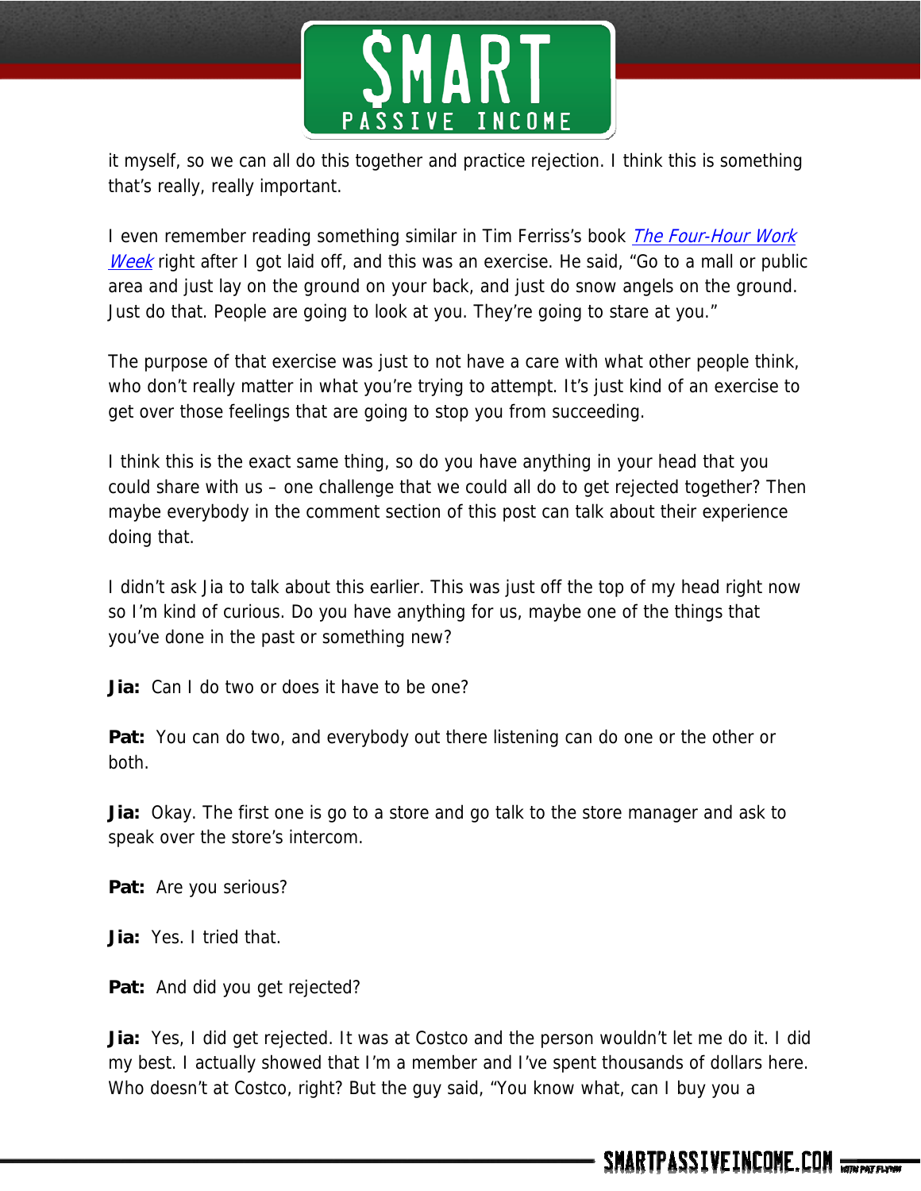it myself, so we can all do this together and practice rejection. I think this is something that's really, really important.

I even remember reading something similar in Tim Ferriss's book *The Four-Hour Work Week* right after I got laid off, and this was an exercise. He said, "Go to a mall or public area and just lay on the ground on your back, and just do snow angels on the ground. Just do that. People are going to look at you. They're going to stare at you."

The purpose of that exercise was just to not have a care with what other people think, who don't really matter in what you're trying to attempt. It's just kind of an exercise to get over those feelings that are going to stop you from succeeding.

I think this is the exact same thing, so do you have anything in your head that you could share with us – one challenge that we could all do to get rejected together? Then maybe everybody in the comment section of this post can talk about their experience doing that.

I didn't ask Jia to talk about this earlier. This was just off the top of my head right now so I'm kind of curious. Do you have anything for us, maybe one of the things that you've done in the past or something new?

**Jia:** Can I do two or does it have to be one?

**Pat:** You can do two, and everybody out there listening can do one or the other or both.

**Jia:** Okay. The first one is go to a store and go talk to the store manager and ask to speak over the store's intercom.

**Pat:** Are you serious?

**Jia:** Yes. I tried that.

**Pat:** And did you get rejected?

**Jia:** Yes, I did get rejected. It was at Costco and the person wouldn't let me do it. I did my best. I actually showed that I'm a member and I've spent thousands of dollars here. Who doesn't at Costco, right? But the guy said, "You know what, can I buy you a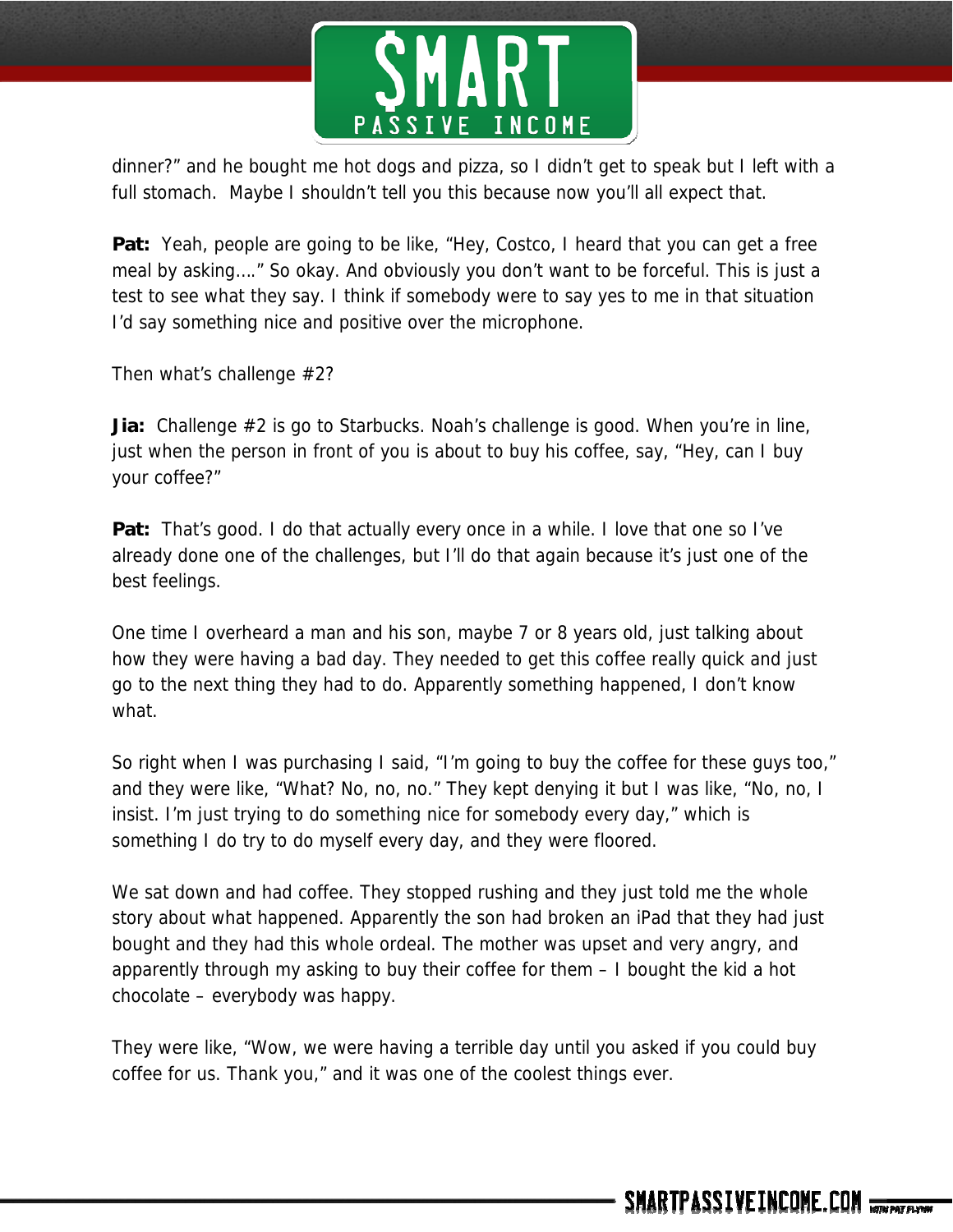dinner?" and he bought me hot dogs and pizza, so I didn't get to speak but I left with a full stomach. Maybe I shouldn't tell you this because now you'll all expect that.

**Pat:** Yeah, people are going to be like, "Hey, Costco, I heard that you can get a free meal by asking…." So okay. And obviously you don't want to be forceful. This is just a test to see what they say. I think if somebody were to say yes to me in that situation I'd say something nice and positive over the microphone.

Then what's challenge #2?

**Jia:** Challenge #2 is go to Starbucks. Noah's challenge is good. When you're in line, just when the person in front of you is about to buy his coffee, say, "Hey, can I buy your coffee?"

**Pat:** That's good. I do that actually every once in a while. I love that one so I've already done one of the challenges, but I'll do that again because it's just one of the best feelings.

One time I overheard a man and his son, maybe 7 or 8 years old, just talking about how they were having a bad day. They needed to get this coffee really quick and just go to the next thing they had to do. Apparently something happened, I don't know what.

So right when I was purchasing I said, "I'm going to buy the coffee for these guys too," and they were like, "What? No, no, no." They kept denying it but I was like, "No, no, I insist. I'm just trying to do something nice for somebody every day," which is something I do try to do myself every day, and they were floored.

We sat down and had coffee. They stopped rushing and they just told me the whole story about what happened. Apparently the son had broken an iPad that they had just bought and they had this whole ordeal. The mother was upset and very angry, and apparently through my asking to buy their coffee for them – I bought the kid a hot chocolate – everybody was happy.

They were like, "Wow, we were having a terrible day until you asked if you could buy coffee for us. Thank you," and it was one of the coolest things ever.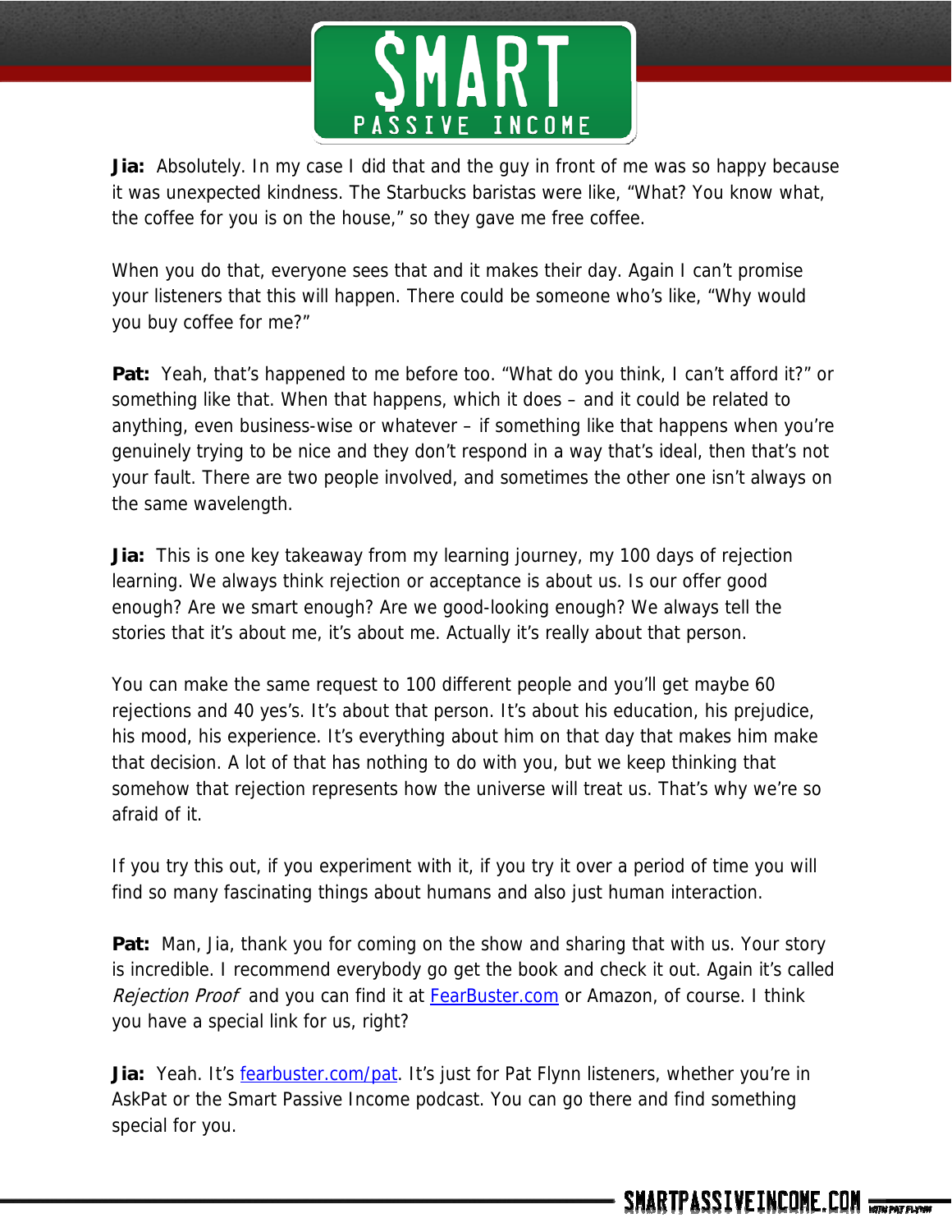**Jia:** Absolutely. In my case I did that and the guy in front of me was so happy because it was unexpected kindness. The Starbucks baristas were like, "What? You know what, the coffee for you is on the house," so they gave me free coffee.

When you do that, everyone sees that and it makes their day. Again I can't promise your listeners that this will happen. There could be someone who's like, "Why would you buy coffee for me?"

**Pat:** Yeah, that's happened to me before too. "What do you think, I can't afford it?" or something like that. When that happens, which it does – and it could be related to anything, even business-wise or whatever – if something like that happens when you're genuinely trying to be nice and they don't respond in a way that's ideal, then that's not your fault. There are two people involved, and sometimes the other one isn't always on the same wavelength.

**Jia:** This is one key takeaway from my learning journey, my 100 days of rejection learning. We always think rejection or acceptance is about us. Is our offer good enough? Are we smart enough? Are we good-looking enough? We always tell the stories that it's about me, it's about me. Actually it's really about that person.

You can make the same request to 100 different people and you'll get maybe 60 rejections and 40 yes's. It's about that person. It's about his education, his prejudice, his mood, his experience. It's everything about him on that day that makes him make that decision. A lot of that has nothing to do with you, but we keep thinking that somehow that rejection represents how the universe will treat us. That's why we're so afraid of it.

If you try this out, if you experiment with it, if you try it over a period of time you will find so many fascinating things about humans and also just human interaction.

**Pat:** Man, Jia, thank you for coming on the show and sharing that with us. Your story is incredible. I recommend everybody go get the book and check it out. Again it's called *Rejection Proof* and you can find it at [FearBuster.com](http://FearBuster.com) or Amazon, of course. I think you have a special link for us, right?

**Jia:** Yeah. It's [fearbuster.com/pat](http://fearbuster.com/pat). It's just for Pat Flynn listeners, whether you're in AskPat or the Smart Passive Income podcast. You can go there and find something special for you.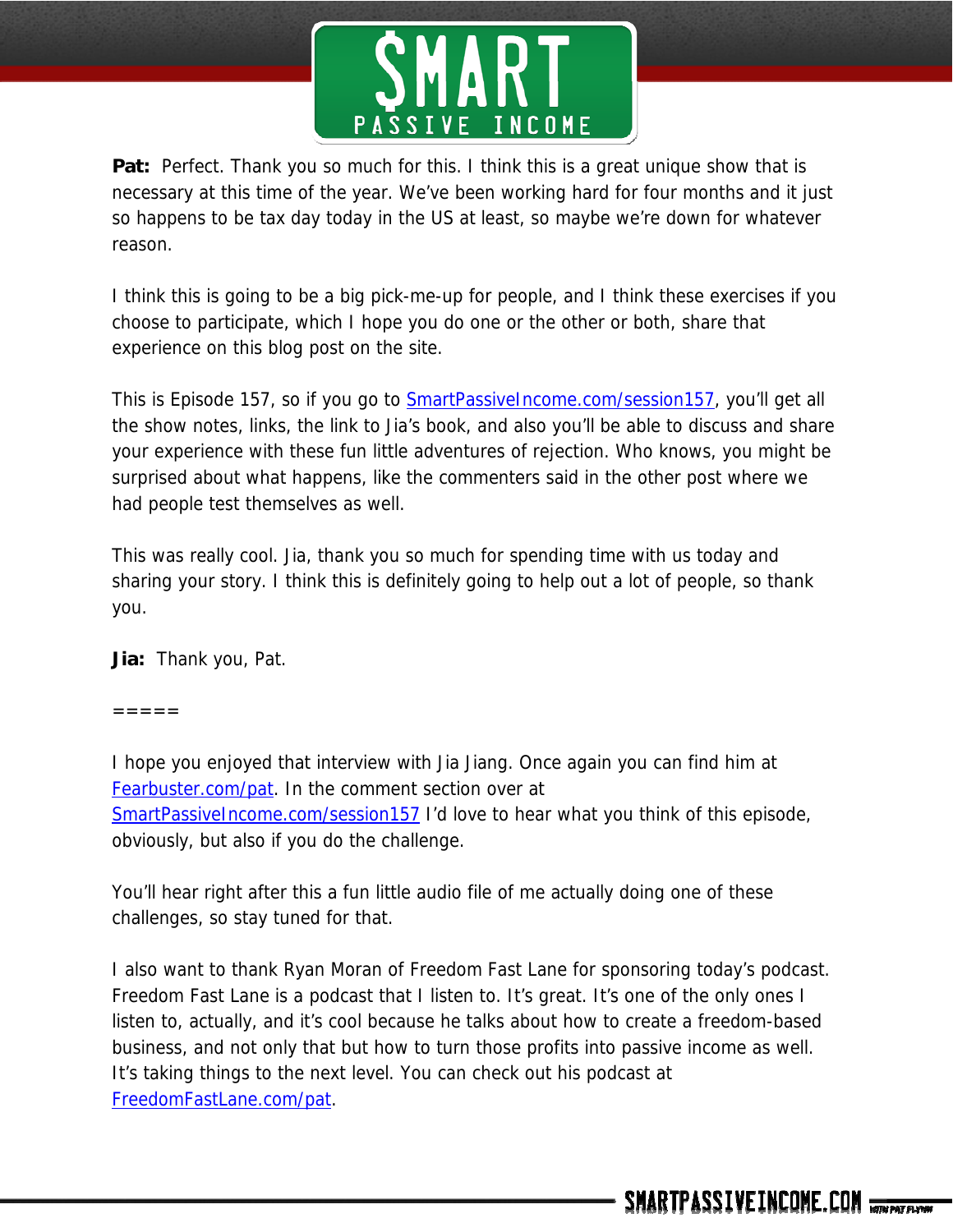**Pat:** Perfect. Thank you so much for this. I think this is a great unique show that is necessary at this time of the year. We've been working hard for four months and it just so happens to be tax day today in the US at least, so maybe we're down for whatever reason.

I think this is going to be a big pick-me-up for people, and I think these exercises if you choose to participate, which I hope you do one or the other or both, share that experience on this blog post on the site.

This is Episode 157, so if you go to [SmartPassiveIncome.com/session157](SmartPassiveIncome.com/session157), you'll get all the show notes, links, the link to Jia's book, and also you'll be able to discuss and share your experience with these fun little adventures of rejection. Who knows, you might be surprised about what happens, like the commenters said in the other post where we had people test themselves as well.

This was really cool. Jia, thank you so much for spending time with us today and sharing your story. I think this is definitely going to help out a lot of people, so thank you.

**Jia:** Thank you, Pat.

=====

I hope you enjoyed that interview with Jia Jiang. Once again you can find him at [Fearbuster.com/pat](Fearbuster.com/pat). In the comment section over at [SmartPassiveIncome.com/session157](SmartPassiveIncome.com/session157) I'd love to hear what you think of this episode, obviously, but also if you do the challenge.

You'll hear right after this a fun little audio file of me actually doing one of these challenges, so stay tuned for that.

I also want to thank Ryan Moran of Freedom Fast Lane for sponsoring today's podcast. Freedom Fast Lane is a podcast that I listen to. It's great. It's one of the only ones I listen to, actually, and it's cool because he talks about how to create a freedom-based business, and not only that but how to turn those profits into passive income as well. It's taking things to the next level. You can check out his podcast at [FreedomFastLane.com/pat](FreedomFastLane.com/pat).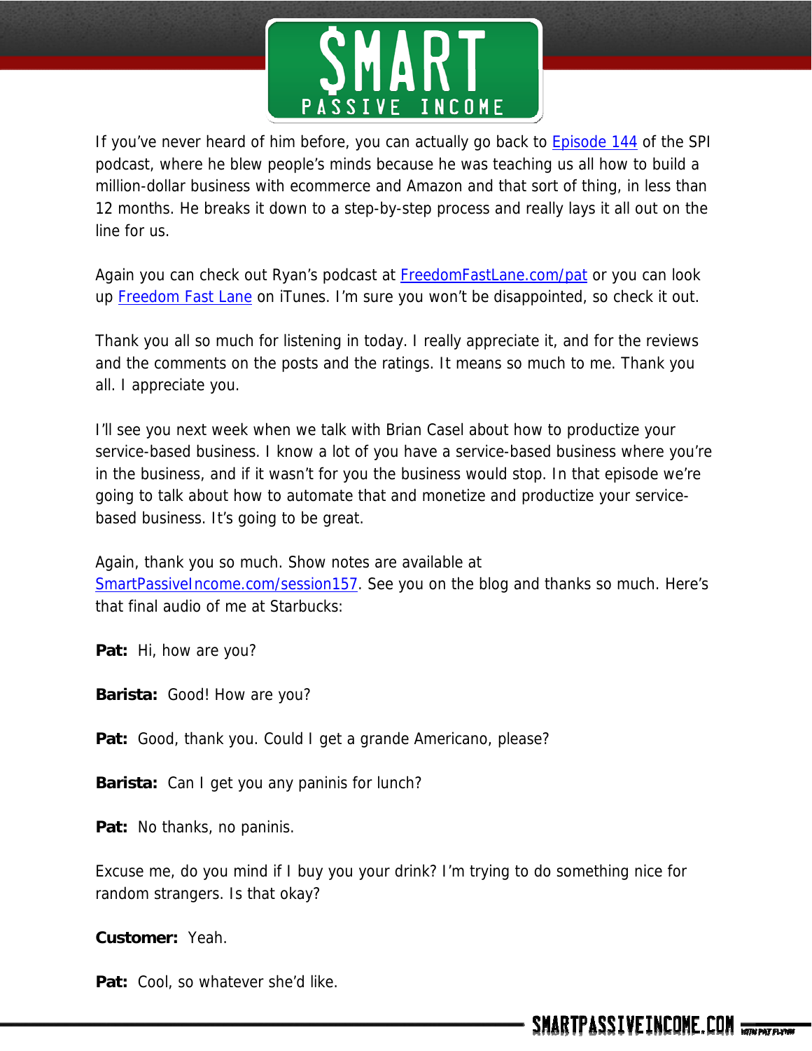If you've never heard of him before, you can actually go back to [Episode 144](#) of the SPI podcast, where he blew people's minds because he was teaching us all how to build a million-dollar business with ecommerce and Amazon and that sort of thing, in less than 12 months. He breaks it down to a step-by-step process and really lays it all out on the line for us.

Again you can check out Ryan's podcast at [FreedomFastLane.com/pat](#) or you can look up [Freedom Fast Lane](#) on iTunes. I'm sure you won't be disappointed, so check it out.

Thank you all so much for listening in today. I really appreciate it, and for the reviews and the comments on the posts and the ratings. It means so much to me. Thank you all. I appreciate you.

I'll see you next week when we talk with Brian Casel about how to productize your service-based business. I know a lot of you have a service-based business where you're in the business, and if it wasn't for you the business would stop. In that episode we're going to talk about how to automate that and monetize and productize your service-based business. It's going to be great.

Again, thank you so much. Show notes are available at [SmartPassiveIncome.com/session157](#). See you on the blog and thanks so much. Here's that final audio of me at Starbucks:

**Pat:** Hi, how are you?

**Barista:** Good! How are you?

**Pat:** Good, thank you. Could I get a grande Americano, please?

**Barista:** Can I get you any paninis for lunch?

**Pat:** No thanks, no paninis.

Excuse me, do you mind if I buy you your drink? I'm trying to do something nice for random strangers. Is that okay?

**Customer:** Yeah.

**Pat:** Cool, so whatever she'd like.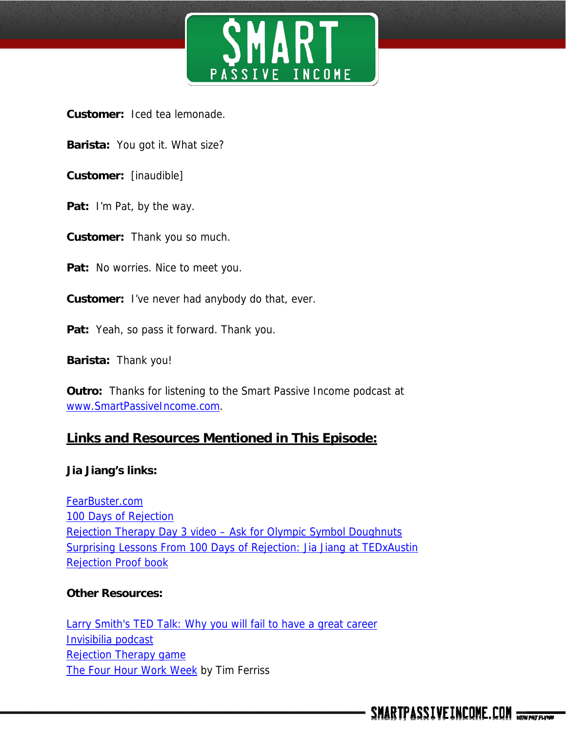**Customer:** Iced tea lemonade.

**Barista:** You got it. What size?

**Customer:** [inaudible]

**Pat:** I'm Pat, by the way.

**Customer:** Thank you so much.

**Pat:** No worries. Nice to meet you.

**Customer:** I've never had anybody do that, ever.

**Pat:** Yeah, so pass it forward. Thank you.

**Barista:** Thank you!

**Outro:** Thanks for listening to the Smart Passive Income podcast at www.SmartPassiveIncome.com.

## Links and Resources Mentioned in This Episode:

**Jia Jiang's links:**

FearBuster.com
100 Days of Rejection
Rejection Therapy Day 3 video – Ask for Olympic Symbol Doughnuts
Surprising Lessons From 100 Days of Rejection: Jia Jiang at TEDxAustin
Rejection Proof book

**Other Resources:**

Larry Smith's TED Talk: Why you will fail to have a great career
Invisibilia podcast
Rejection Therapy game
The Four Hour Work Week by Tim Ferriss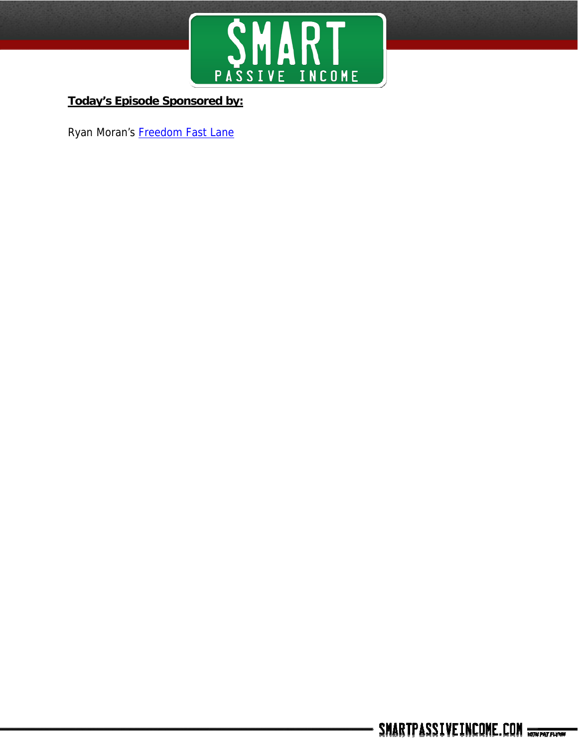**Today's Episode Sponsored by:**

Ryan Moran's Freedom Fast Lane